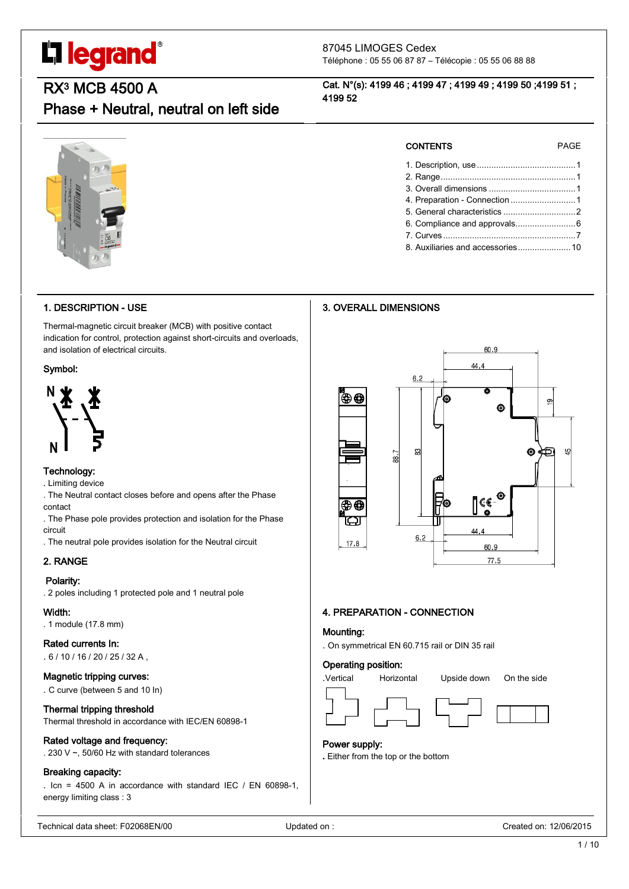legrand®

87045 LIMOGES Cedex
Téléphone : 05 55 06 87 87 – Télécopie : 05 55 06 88 88

# RX³ MCB 4500 A
# Phase + Neutral, neutral on left side

**Cat. N°(s): 4199 46 ; 4199 47 ; 4199 49 ; 4199 50 ;4199 51 ; 4199 52**

| CONTENTS | PAGE |
|---|---|
| 1. Description, use | 1 |
| 2. Range | 1 |
| 3. Overall dimensions | 1 |
| 4. Preparation - Connection | 1 |
| 5. General characteristics | 2 |
| 6. Compliance and approvals | 6 |
| 7. Curves | 7 |
| 8. Auxiliaries and accessories | 10 |

## 1. DESCRIPTION - USE

Thermal-magnetic circuit breaker (MCB) with positive contact indication for control, protection against short-circuits and overloads, and isolation of electrical circuits.

### Symbol:

### Technology:

. Limiting device
. The Neutral contact closes before and opens after the Phase contact
. The Phase pole provides protection and isolation for the Phase circuit
. The neutral pole provides isolation for the Neutral circuit

## 2. RANGE

### Polarity:

. 2 poles including 1 protected pole and 1 neutral pole

### Width:

. 1 module (17.8 mm)

### Rated currents In:

. 6 / 10 / 16 / 20 / 25 / 32 A ,

### Magnetic tripping curves:

. C curve (between 5 and 10 In)

### Thermal tripping threshold

Thermal threshold in accordance with IEC/EN 60898-1

### Rated voltage and frequency:

. 230 V ~, 50/60 Hz with standard tolerances

### Breaking capacity:

. Icn = 4500 A in accordance with standard IEC / EN 60898-1, energy limiting class : 3

## 3. OVERALL DIMENSIONS

## 4. PREPARATION - CONNECTION

### Mounting:

. On symmetrical EN 60.715 rail or DIN 35 rail

### Operating position:

.Vertical Horizontal Upside down On the side

### Power supply:

. Either from the top or the bottom

Technical data sheet: F02068EN/00 Updated on : Created on: 12/06/2015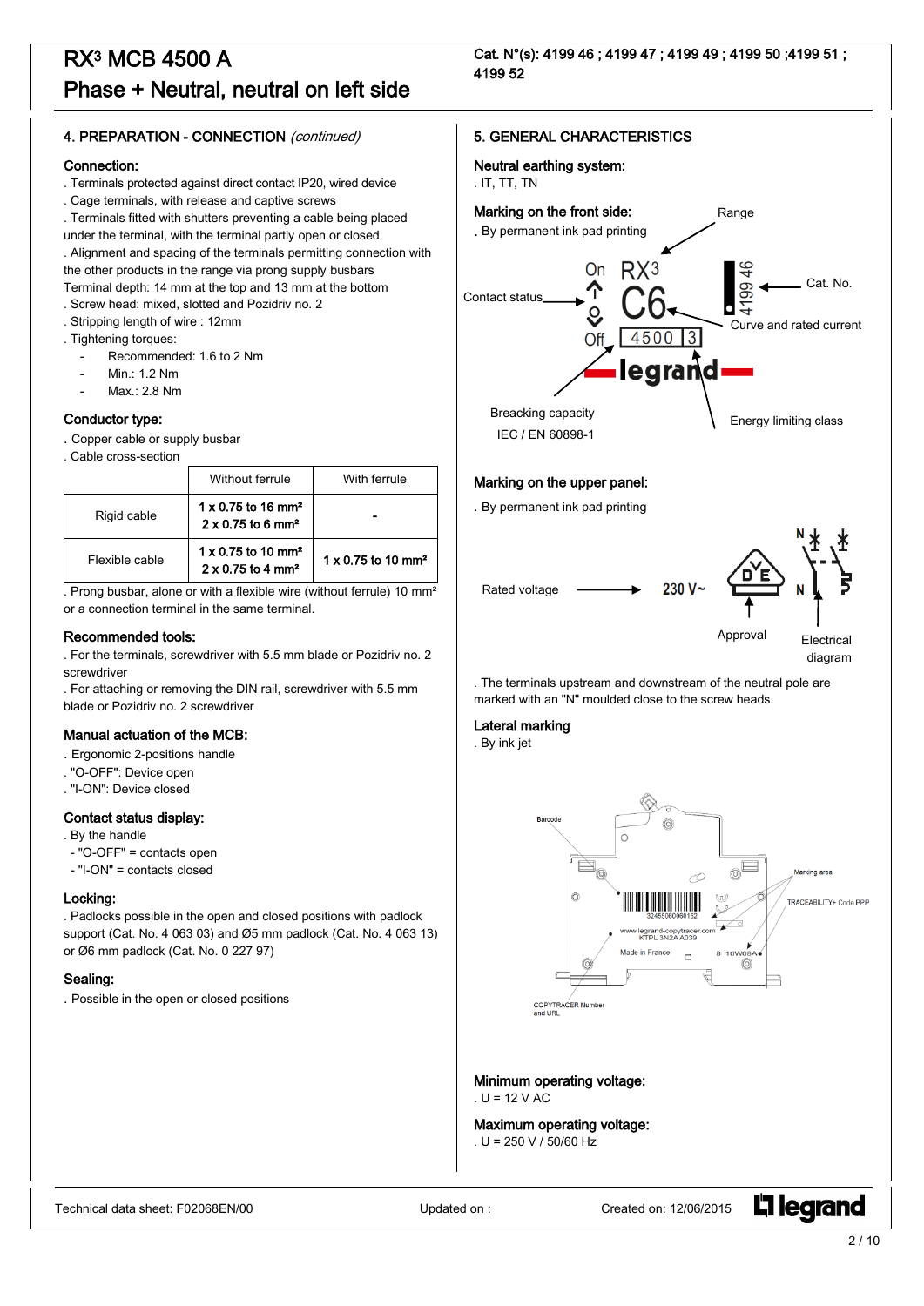# RX³ MCB 4500 A
# Phase + Neutral, neutral on left side

**Cat. N°(s): 4199 46 ; 4199 47 ; 4199 49 ; 4199 50 ;4199 51 ; 4199 52**

## 4. PREPARATION - CONNECTION *(continued)*

### Connection:

. Terminals protected against direct contact IP20, wired device
. Cage terminals, with release and captive screws
. Terminals fitted with shutters preventing a cable being placed under the terminal, with the terminal partly open or closed
. Alignment and spacing of the terminals permitting connection with the other products in the range via prong supply busbars
Terminal depth: 14 mm at the top and 13 mm at the bottom
. Screw head: mixed, slotted and Pozidriv no. 2
. Stripping length of wire : 12mm
. Tightening torques:

- Recommended: 1.6 to 2 Nm
- Min.: 1.2 Nm
- Max.: 2.8 Nm

### Conductor type:

. Copper cable or supply busbar
. Cable cross-section

| | Without ferrule | With ferrule |
|---|---|---|
| Rigid cable | 1 x 0.75 to 16 mm²<br>2 x 0.75 to 6 mm² | - |
| Flexible cable | 1 x 0.75 to 10 mm²<br>2 x 0.75 to 4 mm² | 1 x 0.75 to 10 mm² |

. Prong busbar, alone or with a flexible wire (without ferrule) 10 mm² or a connection terminal in the same terminal.

### Recommended tools:

. For the terminals, screwdriver with 5.5 mm blade or Pozidriv no. 2 screwdriver
. For attaching or removing the DIN rail, screwdriver with 5.5 mm blade or Pozidriv no. 2 screwdriver

### Manual actuation of the MCB:

. Ergonomic 2-positions handle
. "O-OFF": Device open
. "I-ON": Device closed

### Contact status display:

. By the handle
- "O-OFF" = contacts open
- "I-ON" = contacts closed

### Locking:

. Padlocks possible in the open and closed positions with padlock support (Cat. No. 4 063 03) and Ø5 mm padlock (Cat. No. 4 063 13) or Ø6 mm padlock (Cat. No. 0 227 97)

### Sealing:

. Possible in the open or closed positions

## 5. GENERAL CHARACTERISTICS

### Neutral earthing system:

. IT, TT, TN

### Marking on the front side:

. By permanent ink pad printing

Range — Contact status (On / Off) — RX³ — C6 — 4500 3 — Cat. No. (4199 46) — Curve and rated current — Breacking capacity IEC / EN 60898-1 — Energy limiting class — legrand

### Marking on the upper panel:

. By permanent ink pad printing

Rated voltage → 230 V~ — Approval — Electrical diagram (N)

. The terminals upstream and downstream of the neutral pole are marked with an "N" moulded close to the screw heads.

### Lateral marking

. By ink jet

Barcode — Marking area — TRACEABILITY+ Code PPP — COPYTRACER Number and URL (www.legrand-copytracer.com, KTPL 3N2A A039, Made in France)

### Minimum operating voltage:

. U = 12 V AC

### Maximum operating voltage:

. U = 250 V / 50/60 Hz

Technical data sheet: F02068EN/00 Updated on : Created on: 12/06/2015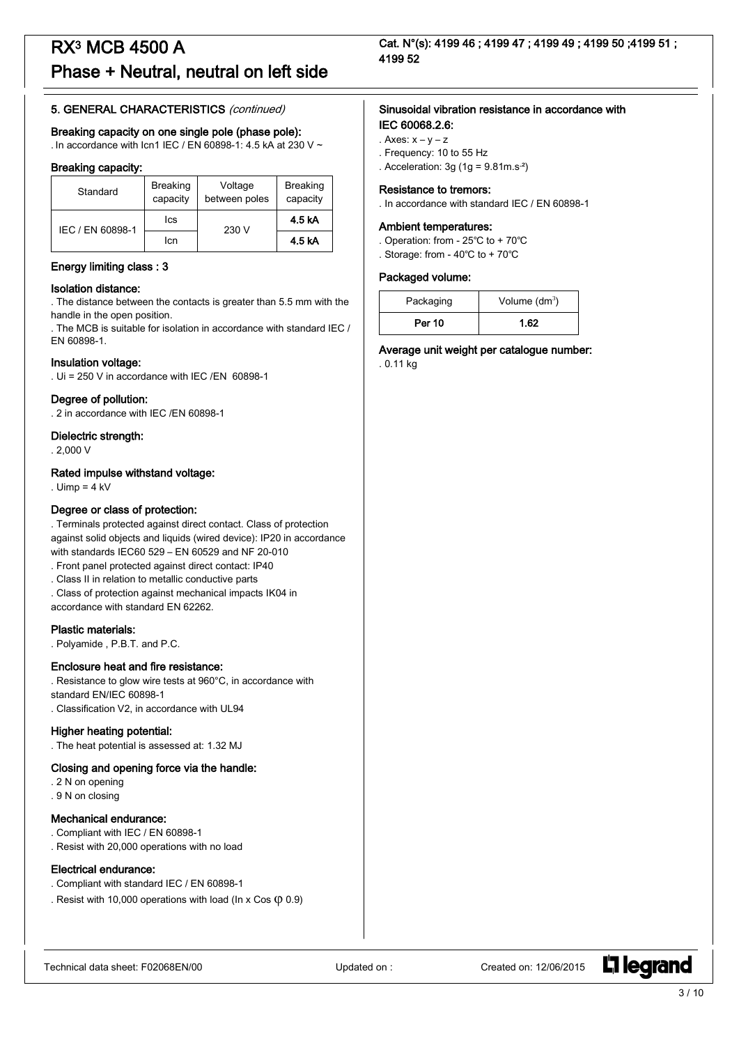## 5. GENERAL CHARACTERISTICS *(continued)*

### Breaking capacity on one single pole (phase pole):

. In accordance with Icn1 IEC / EN 60898-1: 4.5 kA at 230 V ~

### Breaking capacity:

| Standard | Breaking capacity | Voltage between poles | Breaking capacity |
|---|---|---|---|
| IEC / EN 60898-1 | Ics | 230 V | **4.5 kA** |
| | Icn | | **4.5 kA** |

### Energy limiting class : 3

### Isolation distance:

. The distance between the contacts is greater than 5.5 mm with the handle in the open position.
. The MCB is suitable for isolation in accordance with standard IEC / EN 60898-1.

### Insulation voltage:

. Ui = 250 V in accordance with IEC /EN 60898-1

### Degree of pollution:

. 2 in accordance with IEC /EN 60898-1

### Dielectric strength:

. 2,000 V

### Rated impulse withstand voltage:

. Uimp = 4 kV

### Degree or class of protection:

. Terminals protected against direct contact. Class of protection against solid objects and liquids (wired device): IP20 in accordance with standards IEC60 529 – EN 60529 and NF 20-010
. Front panel protected against direct contact: IP40
. Class II in relation to metallic conductive parts
. Class of protection against mechanical impacts IK04 in accordance with standard EN 62262.

### Plastic materials:

. Polyamide , P.B.T. and P.C.

### Enclosure heat and fire resistance:

. Resistance to glow wire tests at 960°C, in accordance with standard EN/IEC 60898-1
. Classification V2, in accordance with UL94

### Higher heating potential:

. The heat potential is assessed at: 1.32 MJ

### Closing and opening force via the handle:

. 2 N on opening
. 9 N on closing

### Mechanical endurance:

. Compliant with IEC / EN 60898-1
. Resist with 20,000 operations with no load

### Electrical endurance:

. Compliant with standard IEC / EN 60898-1
. Resist with 10,000 operations with load (In x Cos φ 0.9)

### Sinusoidal vibration resistance in accordance with IEC 60068.2.6:

. Axes: x – y – z
. Frequency: 10 to 55 Hz
. Acceleration: 3g (1g = 9.81m.s$^{-2}$)

### Resistance to tremors:

. In accordance with standard IEC / EN 60898-1

### Ambient temperatures:

. Operation: from - 25°C to + 70°C
. Storage: from - 40°C to + 70°C

### Packaged volume:

| Packaging | Volume (dm$^3$) |
|---|---|
| **Per 10** | **1.62** |

### Average unit weight per catalogue number:

. 0.11 kg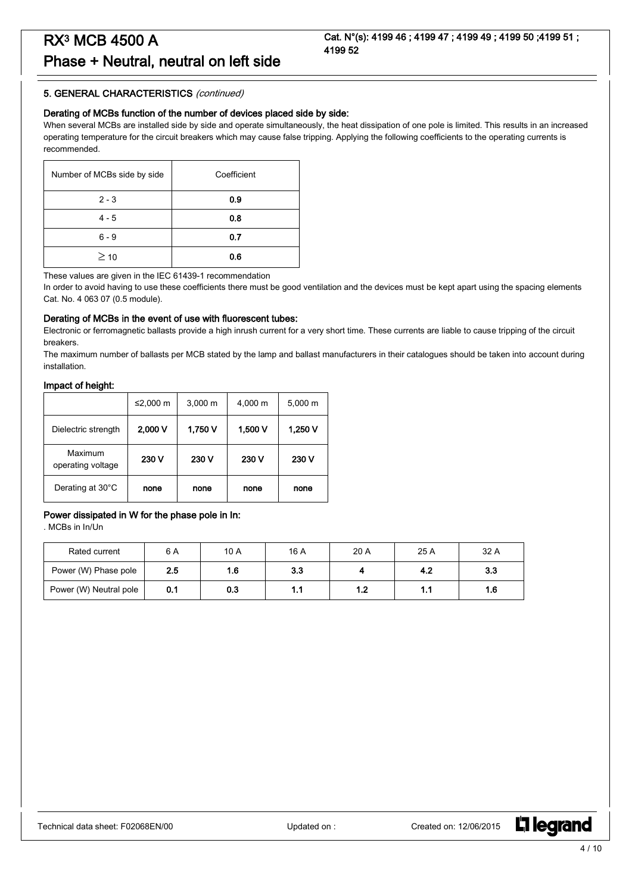### 5. GENERAL CHARACTERISTICS *(continued)*

#### Derating of MCBs function of the number of devices placed side by side:

When several MCBs are installed side by side and operate simultaneously, the heat dissipation of one pole is limited. This results in an increased operating temperature for the circuit breakers which may cause false tripping. Applying the following coefficients to the operating currents is recommended.

| Number of MCBs side by side | Coefficient |
|---|---|
| 2 - 3 | **0.9** |
| 4 - 5 | **0.8** |
| 6 - 9 | **0.7** |
| ≥ 10 | **0.6** |

These values are given in the IEC 61439-1 recommendation

In order to avoid having to use these coefficients there must be good ventilation and the devices must be kept apart using the spacing elements Cat. No. 4 063 07 (0.5 module).

#### Derating of MCBs in the event of use with fluorescent tubes:

Electronic or ferromagnetic ballasts provide a high inrush current for a very short time. These currents are liable to cause tripping of the circuit breakers.

The maximum number of ballasts per MCB stated by the lamp and ballast manufacturers in their catalogues should be taken into account during installation.

#### Impact of height:

| | ≤2,000 m | 3,000 m | 4,000 m | 5,000 m |
|---|---|---|---|---|
| Dielectric strength | **2,000 V** | **1,750 V** | **1,500 V** | **1,250 V** |
| Maximum operating voltage | **230 V** | **230 V** | **230 V** | **230 V** |
| Derating at 30°C | **none** | **none** | **none** | **none** |

#### Power dissipated in W for the phase pole in In:

. MCBs in In/Un

| Rated current | 6 A | 10 A | 16 A | 20 A | 25 A | 32 A |
|---|---|---|---|---|---|---|
| Power (W) Phase pole | **2.5** | **1.6** | **3.3** | **4** | **4.2** | **3.3** |
| Power (W) Neutral pole | **0.1** | **0.3** | **1.1** | **1.2** | **1.1** | **1.6** |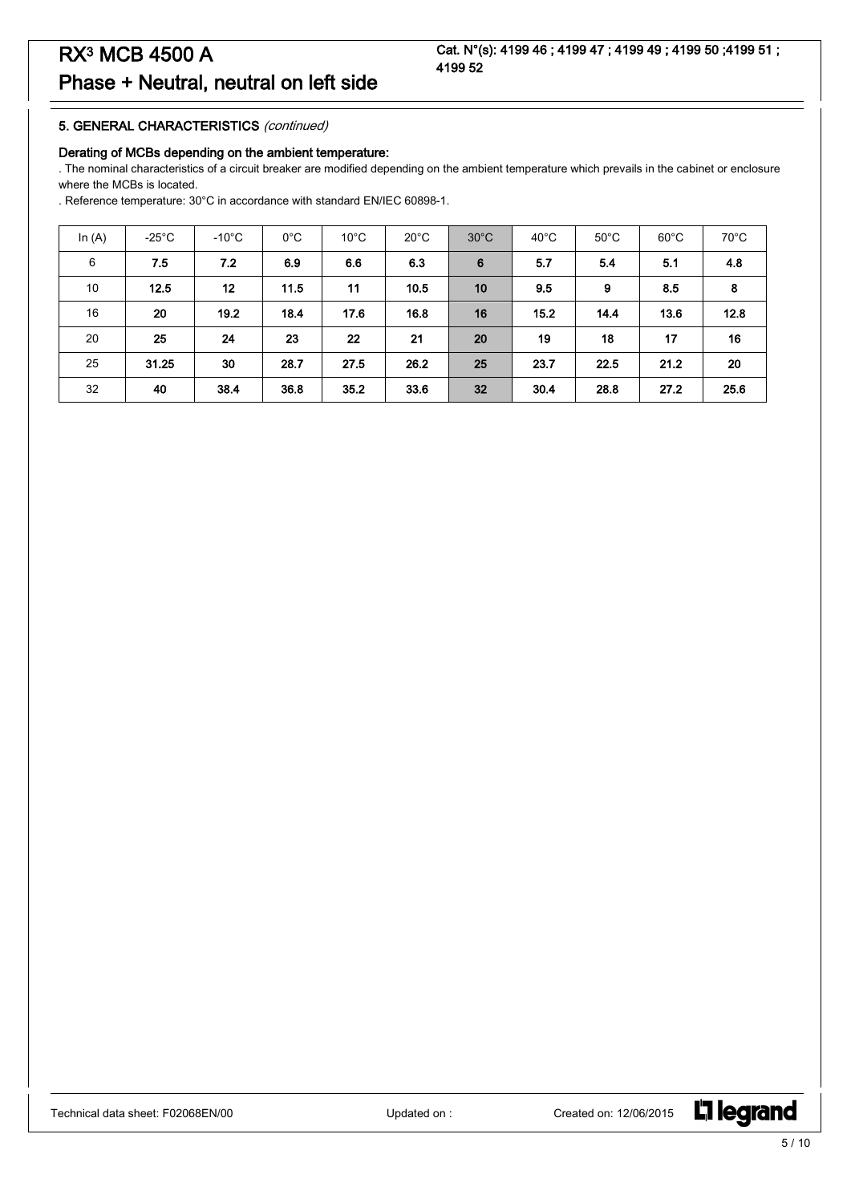# RX³ MCB 4500 A
## Phase + Neutral, neutral on left side

**Cat. N°(s): 4199 46 ; 4199 47 ; 4199 49 ; 4199 50 ;4199 51 ; 4199 52**

### 5. GENERAL CHARACTERISTICS *(continued)*

**Derating of MCBs depending on the ambient temperature:**

. The nominal characteristics of a circuit breaker are modified depending on the ambient temperature which prevails in the cabinet or enclosure where the MCBs is located.

. Reference temperature: 30°C in accordance with standard EN/IEC 60898-1.

| In (A) | -25°C | -10°C | 0°C | 10°C | 20°C | 30°C | 40°C | 50°C | 60°C | 70°C |
|---|---|---|---|---|---|---|---|---|---|---|
| 6 | **7.5** | **7.2** | **6.9** | **6.6** | **6.3** | **6** | **5.7** | **5.4** | **5.1** | **4.8** |
| 10 | **12.5** | **12** | **11.5** | **11** | **10.5** | **10** | **9.5** | **9** | **8.5** | **8** |
| 16 | **20** | **19.2** | **18.4** | **17.6** | **16.8** | **16** | **15.2** | **14.4** | **13.6** | **12.8** |
| 20 | **25** | **24** | **23** | **22** | **21** | **20** | **19** | **18** | **17** | **16** |
| 25 | **31.25** | **30** | **28.7** | **27.5** | **26.2** | **25** | **23.7** | **22.5** | **21.2** | **20** |
| 32 | **40** | **38.4** | **36.8** | **35.2** | **33.6** | **32** | **30.4** | **28.8** | **27.2** | **25.6** |

Technical data sheet: F02068EN/00 Updated on : Created on: 12/06/2015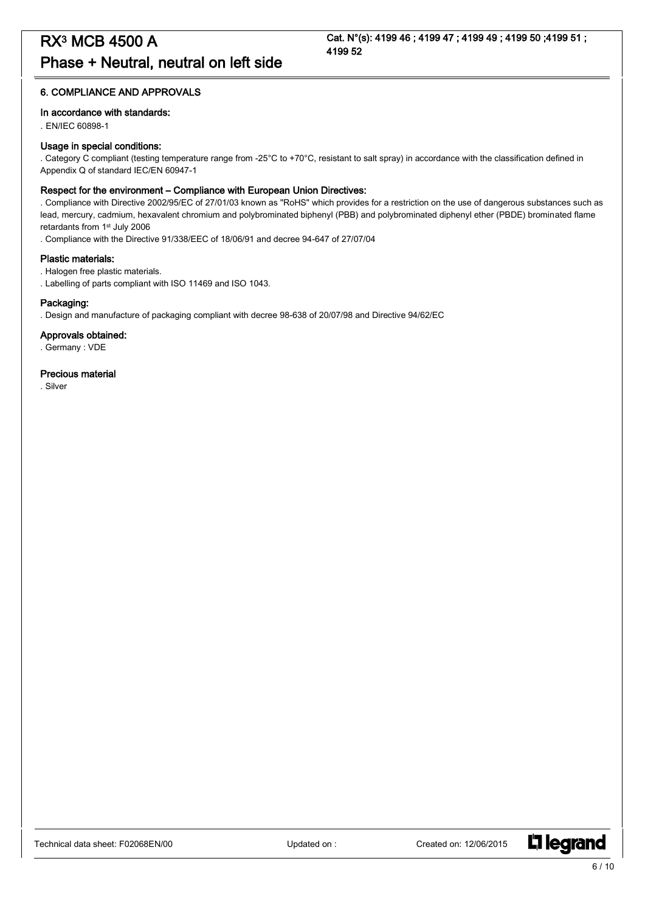## 6. COMPLIANCE AND APPROVALS

### In accordance with standards:

. EN/IEC 60898-1

### Usage in special conditions:

. Category C compliant (testing temperature range from -25°C to +70°C, resistant to salt spray) in accordance with the classification defined in Appendix Q of standard IEC/EN 60947-1

### Respect for the environment – Compliance with European Union Directives:

. Compliance with Directive 2002/95/EC of 27/01/03 known as "RoHS" which provides for a restriction on the use of dangerous substances such as lead, mercury, cadmium, hexavalent chromium and polybrominated biphenyl (PBB) and polybrominated diphenyl ether (PBDE) brominated flame retardants from 1st July 2006

. Compliance with the Directive 91/338/EEC of 18/06/91 and decree 94-647 of 27/07/04

### Plastic materials:

. Halogen free plastic materials.

. Labelling of parts compliant with ISO 11469 and ISO 1043.

### Packaging:

. Design and manufacture of packaging compliant with decree 98-638 of 20/07/98 and Directive 94/62/EC

### Approvals obtained:

. Germany : VDE

### Precious material

. Silver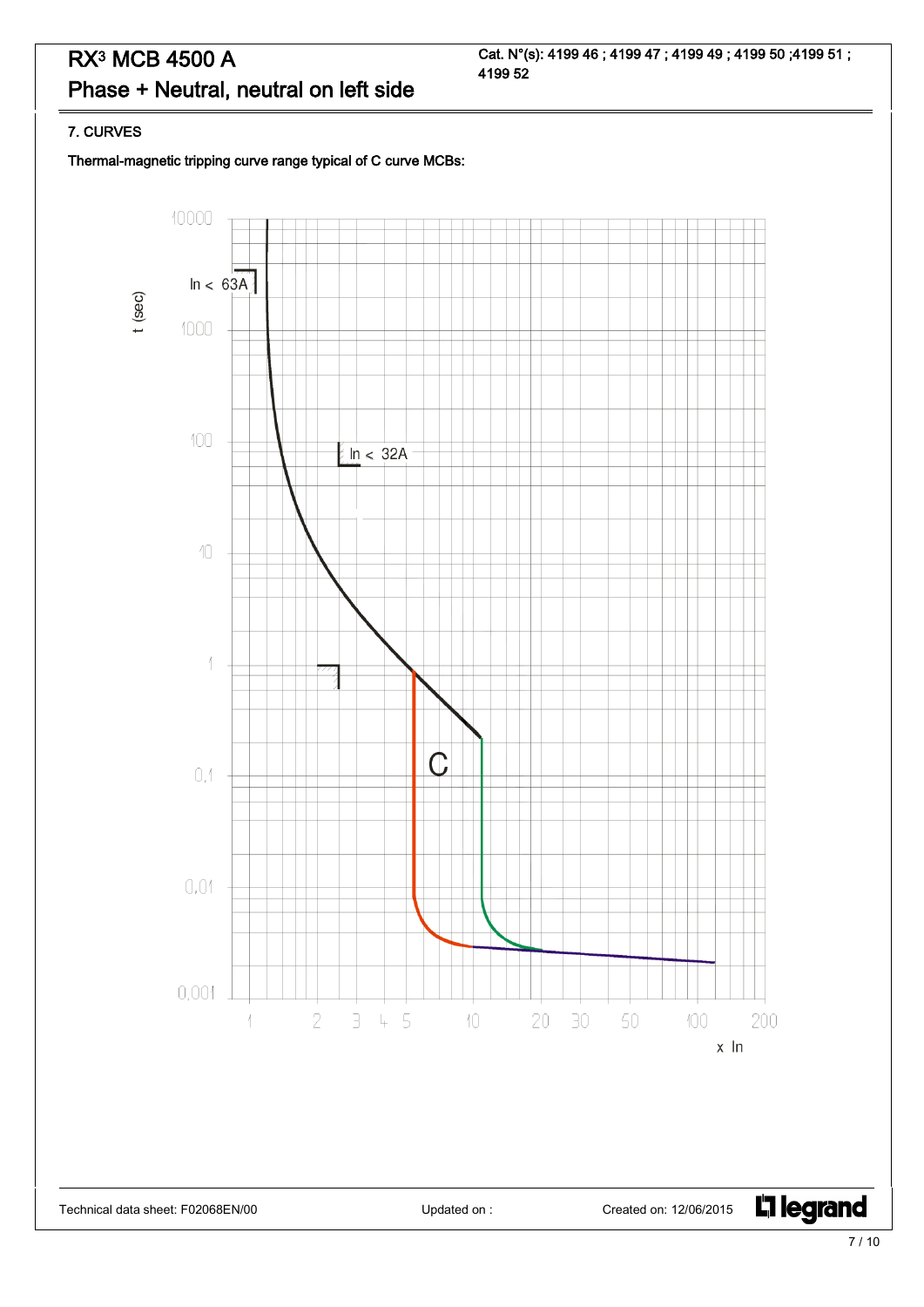## 7. CURVES

**Thermal-magnetic tripping curve range typical of C curve MCBs:**

t (sec)

10000

In < 63A

1000

100

In < 32A

10

1

C

0,1

0,01

0,001

1 2 3 4 5 10 20 30 50 100 200

x In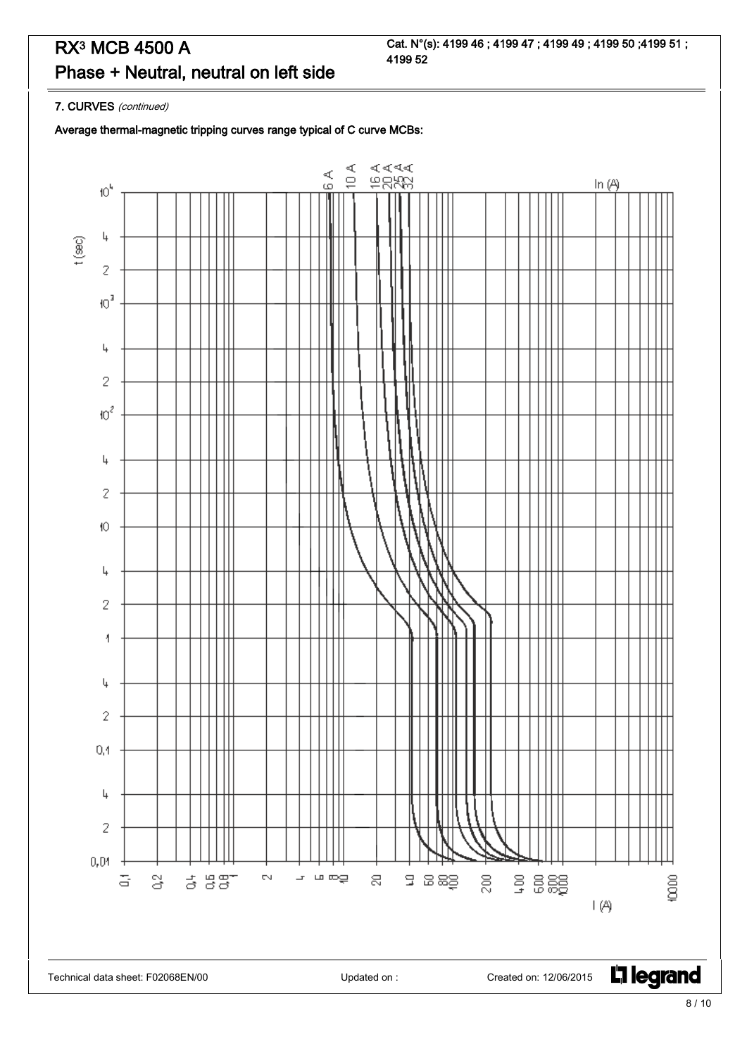# RX³ MCB 4500 A
# Phase + Neutral, neutral on left side

**Cat. N°(s): 4199 46 ; 4199 47 ; 4199 49 ; 4199 50 ;4199 51 ; 4199 52**

**7. CURVES** *(continued)*

**Average thermal-magnetic tripping curves range typical of C curve MCBs:**

6 A 10 A 16 A 20 A 25 A 32 A In (A)

t (sec)

$10^4$, 4, 2, $10^3$, 4, 2, $10^2$, 4, 2, 10, 4, 2, 1, 4, 2, 0,1, 4, 2, 0,01

0,1 0,2 0,4 0,6 0,8 1 2 4 6 8 10 20 40 60 80 100 200 400 600 800 1000 10000

I (A)

Technical data sheet: F02068EN/00 Updated on : Created on: 12/06/2015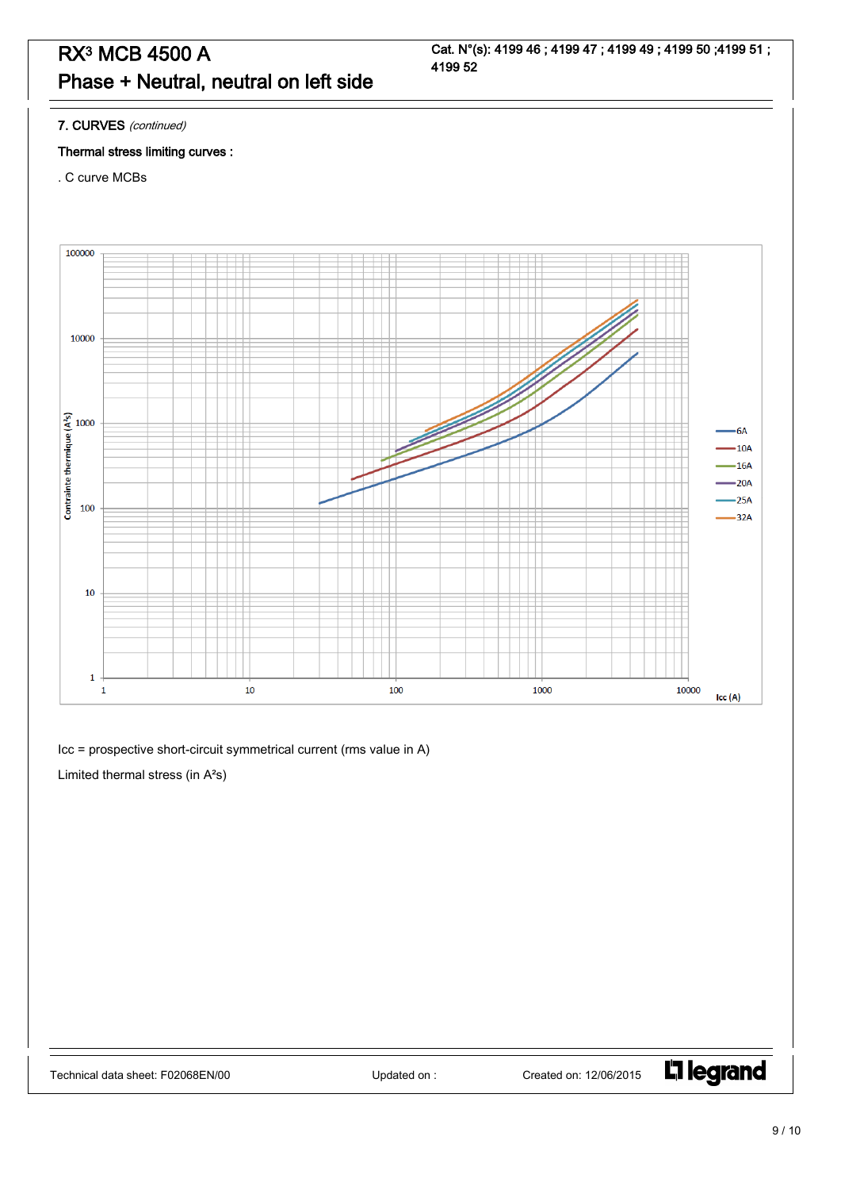# RX³ MCB 4500 A
# Phase + Neutral, neutral on left side

**Cat. N°(s): 4199 46 ; 4199 47 ; 4199 49 ; 4199 50 ;4199 51 ; 4199 52**

**7. CURVES** *(continued)*

**Thermal stress limiting curves :**

. C curve MCBs

Icc = prospective short-circuit symmetrical current (rms value in A)

Limited thermal stress (in A²s)

Technical data sheet: F02068EN/00 | Updated on : | Created on: 12/06/2015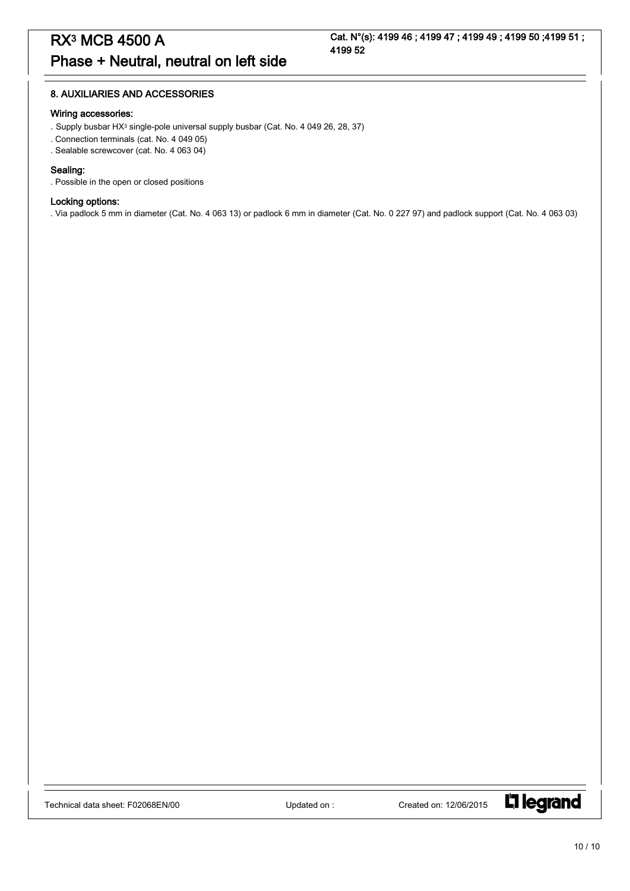## 8. AUXILIARIES AND ACCESSORIES

### Wiring accessories:

. Supply busbar HX³ single-pole universal supply busbar (Cat. No. 4 049 26, 28, 37)
. Connection terminals (cat. No. 4 049 05)
. Sealable screwcover (cat. No. 4 063 04)

### Sealing:

. Possible in the open or closed positions

### Locking options:

. Via padlock 5 mm in diameter (Cat. No. 4 063 13) or padlock 6 mm in diameter (Cat. No. 0 227 97) and padlock support (Cat. No. 4 063 03)